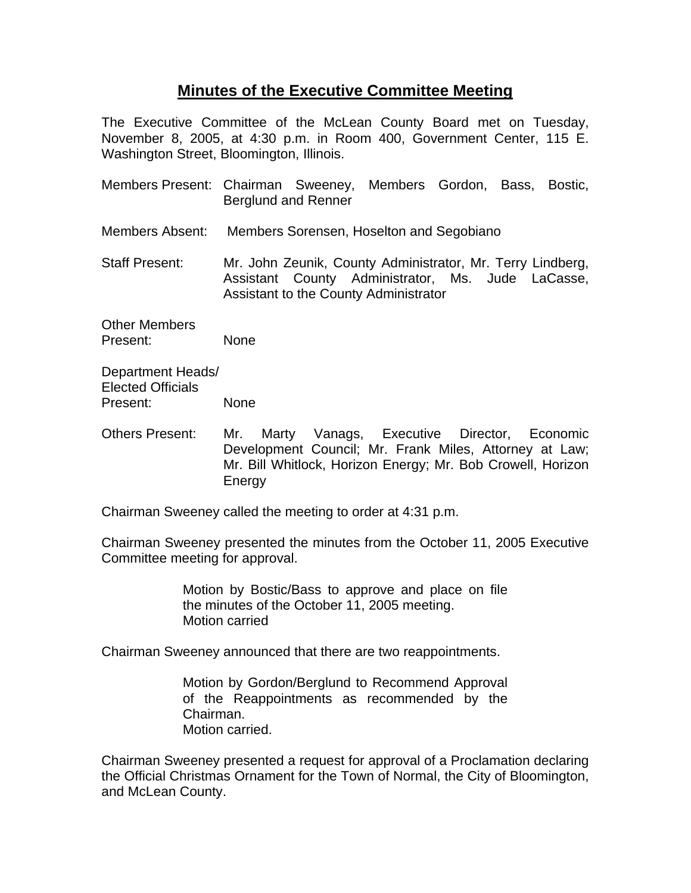# **Minutes of the Executive Committee Meeting**

The Executive Committee of the McLean County Board met on Tuesday, November 8, 2005, at 4:30 p.m. in Room 400, Government Center, 115 E. Washington Street, Bloomington, Illinois.

Members Present: Chairman Sweeney, Members Gordon, Bass, Bostic, Berglund and Renner

Members Absent: Members Sorensen, Hoselton and Segobiano

Staff Present: Mr. John Zeunik, County Administrator, Mr. Terry Lindberg, Assistant County Administrator, Ms. Jude LaCasse, Assistant to the County Administrator

Other Members Present: None

Department Heads/ Elected Officials Present: None

Others Present: Mr. Marty Vanags, Executive Director, Economic Development Council; Mr. Frank Miles, Attorney at Law; Mr. Bill Whitlock, Horizon Energy; Mr. Bob Crowell, Horizon Energy

Chairman Sweeney called the meeting to order at 4:31 p.m.

Chairman Sweeney presented the minutes from the October 11, 2005 Executive Committee meeting for approval.

> Motion by Bostic/Bass to approve and place on file the minutes of the October 11, 2005 meeting.
> Motion carried

Chairman Sweeney announced that there are two reappointments.

> Motion by Gordon/Berglund to Recommend Approval of the Reappointments as recommended by the Chairman.
> Motion carried.

Chairman Sweeney presented a request for approval of a Proclamation declaring the Official Christmas Ornament for the Town of Normal, the City of Bloomington, and McLean County.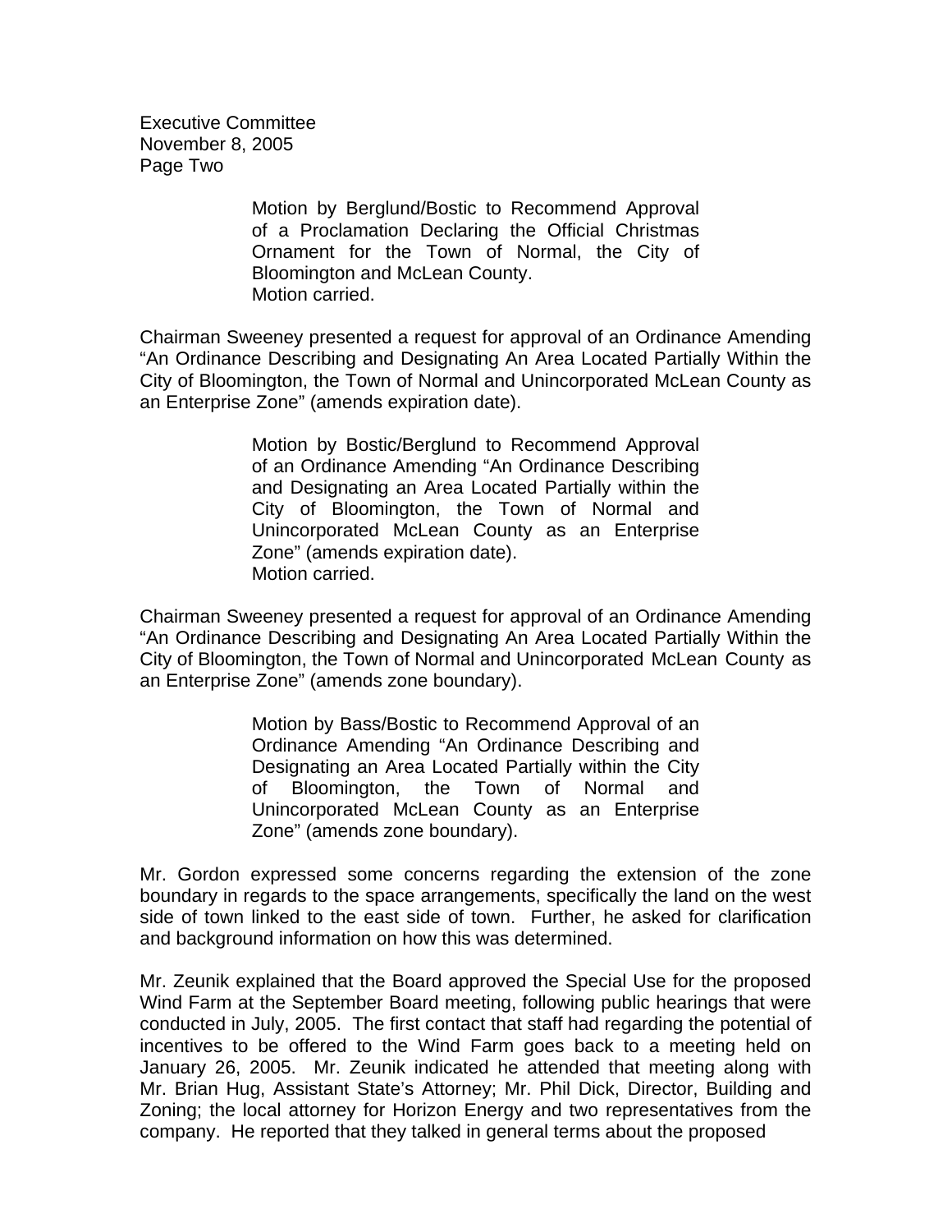Motion by Berglund/Bostic to Recommend Approval of a Proclamation Declaring the Official Christmas Ornament for the Town of Normal, the City of Bloomington and McLean County.
Motion carried.

Chairman Sweeney presented a request for approval of an Ordinance Amending "An Ordinance Describing and Designating An Area Located Partially Within the City of Bloomington, the Town of Normal and Unincorporated McLean County as an Enterprise Zone" (amends expiration date).

Motion by Bostic/Berglund to Recommend Approval of an Ordinance Amending "An Ordinance Describing and Designating an Area Located Partially within the City of Bloomington, the Town of Normal and Unincorporated McLean County as an Enterprise Zone" (amends expiration date).
Motion carried.

Chairman Sweeney presented a request for approval of an Ordinance Amending "An Ordinance Describing and Designating An Area Located Partially Within the City of Bloomington, the Town of Normal and Unincorporated McLean County as an Enterprise Zone" (amends zone boundary).

Motion by Bass/Bostic to Recommend Approval of an Ordinance Amending "An Ordinance Describing and Designating an Area Located Partially within the City of Bloomington, the Town of Normal and Unincorporated McLean County as an Enterprise Zone" (amends zone boundary).

Mr. Gordon expressed some concerns regarding the extension of the zone boundary in regards to the space arrangements, specifically the land on the west side of town linked to the east side of town. Further, he asked for clarification and background information on how this was determined.

Mr. Zeunik explained that the Board approved the Special Use for the proposed Wind Farm at the September Board meeting, following public hearings that were conducted in July, 2005. The first contact that staff had regarding the potential of incentives to be offered to the Wind Farm goes back to a meeting held on January 26, 2005. Mr. Zeunik indicated he attended that meeting along with Mr. Brian Hug, Assistant State's Attorney; Mr. Phil Dick, Director, Building and Zoning; the local attorney for Horizon Energy and two representatives from the company. He reported that they talked in general terms about the proposed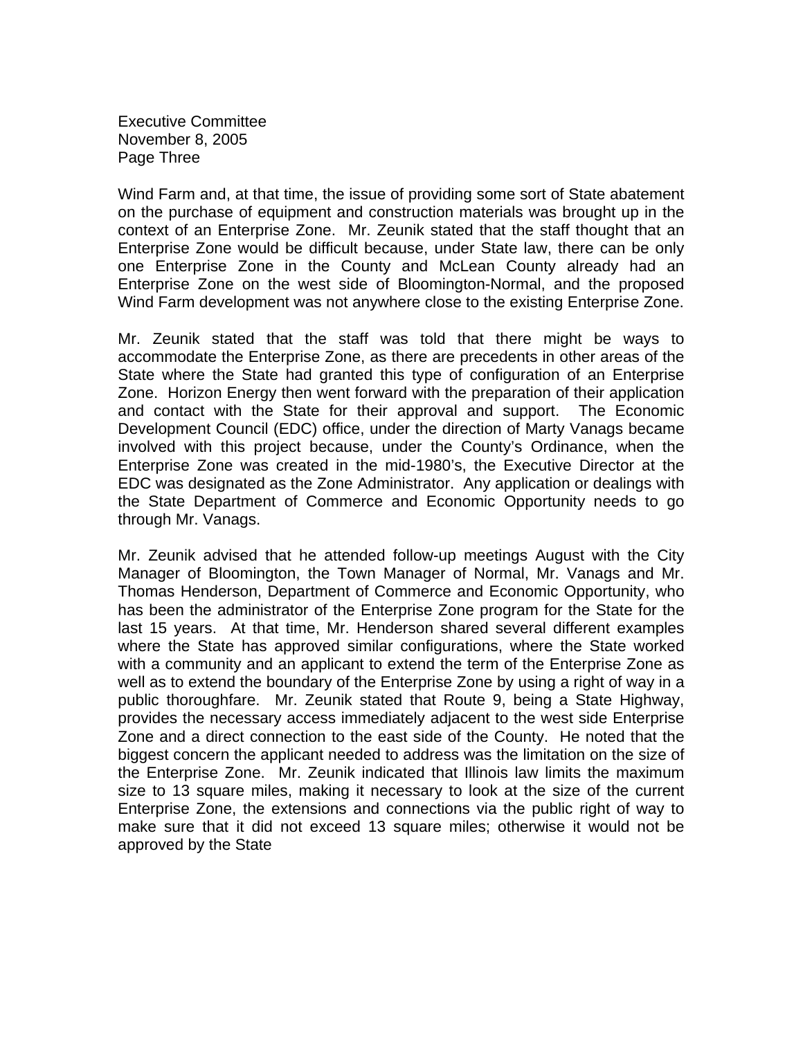Wind Farm and, at that time, the issue of providing some sort of State abatement on the purchase of equipment and construction materials was brought up in the context of an Enterprise Zone. Mr. Zeunik stated that the staff thought that an Enterprise Zone would be difficult because, under State law, there can be only one Enterprise Zone in the County and McLean County already had an Enterprise Zone on the west side of Bloomington-Normal, and the proposed Wind Farm development was not anywhere close to the existing Enterprise Zone.

Mr. Zeunik stated that the staff was told that there might be ways to accommodate the Enterprise Zone, as there are precedents in other areas of the State where the State had granted this type of configuration of an Enterprise Zone. Horizon Energy then went forward with the preparation of their application and contact with the State for their approval and support. The Economic Development Council (EDC) office, under the direction of Marty Vanags became involved with this project because, under the County's Ordinance, when the Enterprise Zone was created in the mid-1980's, the Executive Director at the EDC was designated as the Zone Administrator. Any application or dealings with the State Department of Commerce and Economic Opportunity needs to go through Mr. Vanags.

Mr. Zeunik advised that he attended follow-up meetings August with the City Manager of Bloomington, the Town Manager of Normal, Mr. Vanags and Mr. Thomas Henderson, Department of Commerce and Economic Opportunity, who has been the administrator of the Enterprise Zone program for the State for the last 15 years. At that time, Mr. Henderson shared several different examples where the State has approved similar configurations, where the State worked with a community and an applicant to extend the term of the Enterprise Zone as well as to extend the boundary of the Enterprise Zone by using a right of way in a public thoroughfare. Mr. Zeunik stated that Route 9, being a State Highway, provides the necessary access immediately adjacent to the west side Enterprise Zone and a direct connection to the east side of the County. He noted that the biggest concern the applicant needed to address was the limitation on the size of the Enterprise Zone. Mr. Zeunik indicated that Illinois law limits the maximum size to 13 square miles, making it necessary to look at the size of the current Enterprise Zone, the extensions and connections via the public right of way to make sure that it did not exceed 13 square miles; otherwise it would not be approved by the State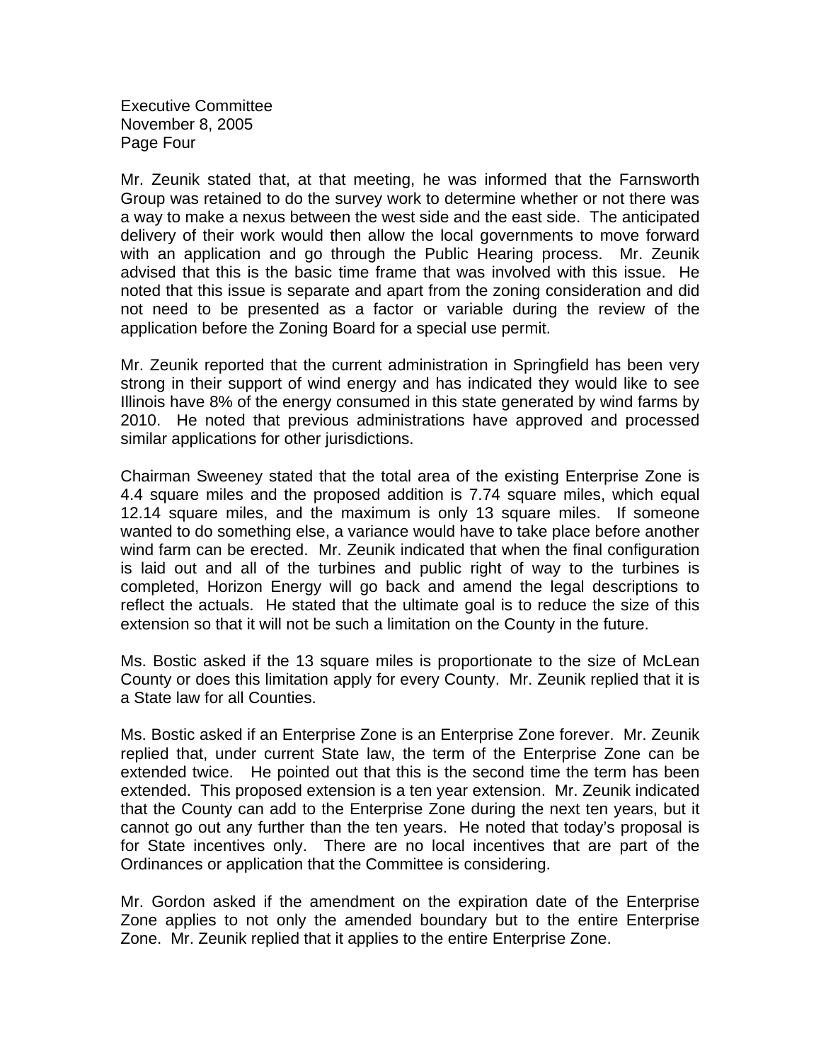Mr. Zeunik stated that, at that meeting, he was informed that the Farnsworth Group was retained to do the survey work to determine whether or not there was a way to make a nexus between the west side and the east side. The anticipated delivery of their work would then allow the local governments to move forward with an application and go through the Public Hearing process. Mr. Zeunik advised that this is the basic time frame that was involved with this issue. He noted that this issue is separate and apart from the zoning consideration and did not need to be presented as a factor or variable during the review of the application before the Zoning Board for a special use permit.

Mr. Zeunik reported that the current administration in Springfield has been very strong in their support of wind energy and has indicated they would like to see Illinois have 8% of the energy consumed in this state generated by wind farms by 2010. He noted that previous administrations have approved and processed similar applications for other jurisdictions.

Chairman Sweeney stated that the total area of the existing Enterprise Zone is 4.4 square miles and the proposed addition is 7.74 square miles, which equal 12.14 square miles, and the maximum is only 13 square miles. If someone wanted to do something else, a variance would have to take place before another wind farm can be erected. Mr. Zeunik indicated that when the final configuration is laid out and all of the turbines and public right of way to the turbines is completed, Horizon Energy will go back and amend the legal descriptions to reflect the actuals. He stated that the ultimate goal is to reduce the size of this extension so that it will not be such a limitation on the County in the future.

Ms. Bostic asked if the 13 square miles is proportionate to the size of McLean County or does this limitation apply for every County. Mr. Zeunik replied that it is a State law for all Counties.

Ms. Bostic asked if an Enterprise Zone is an Enterprise Zone forever. Mr. Zeunik replied that, under current State law, the term of the Enterprise Zone can be extended twice. He pointed out that this is the second time the term has been extended. This proposed extension is a ten year extension. Mr. Zeunik indicated that the County can add to the Enterprise Zone during the next ten years, but it cannot go out any further than the ten years. He noted that today's proposal is for State incentives only. There are no local incentives that are part of the Ordinances or application that the Committee is considering.

Mr. Gordon asked if the amendment on the expiration date of the Enterprise Zone applies to not only the amended boundary but to the entire Enterprise Zone. Mr. Zeunik replied that it applies to the entire Enterprise Zone.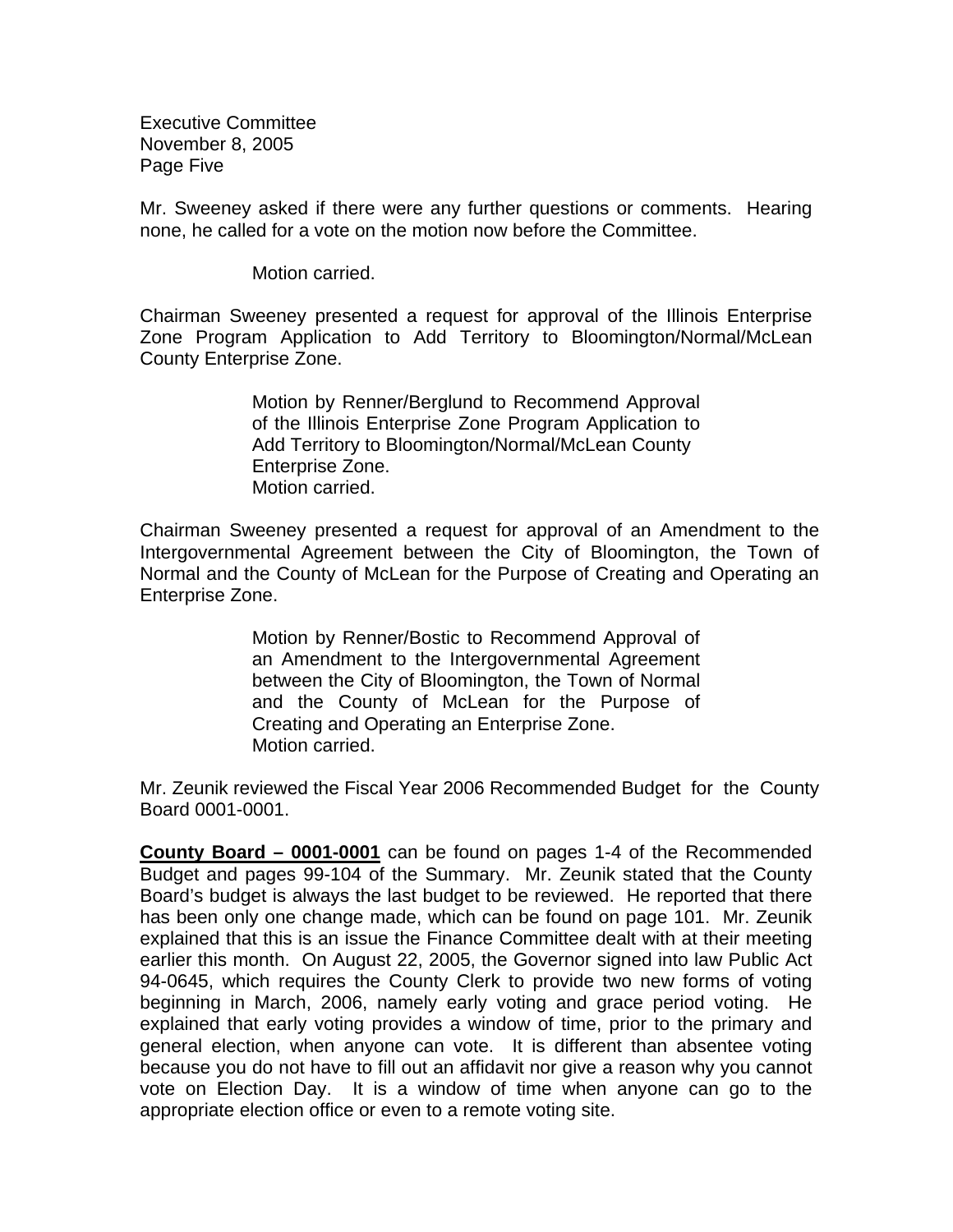Mr. Sweeney asked if there were any further questions or comments. Hearing none, he called for a vote on the motion now before the Committee.

> Motion carried.

Chairman Sweeney presented a request for approval of the Illinois Enterprise Zone Program Application to Add Territory to Bloomington/Normal/McLean County Enterprise Zone.

> Motion by Renner/Berglund to Recommend Approval of the Illinois Enterprise Zone Program Application to Add Territory to Bloomington/Normal/McLean County Enterprise Zone.
> Motion carried.

Chairman Sweeney presented a request for approval of an Amendment to the Intergovernmental Agreement between the City of Bloomington, the Town of Normal and the County of McLean for the Purpose of Creating and Operating an Enterprise Zone.

> Motion by Renner/Bostic to Recommend Approval of an Amendment to the Intergovernmental Agreement between the City of Bloomington, the Town of Normal and the County of McLean for the Purpose of Creating and Operating an Enterprise Zone.
> Motion carried.

Mr. Zeunik reviewed the Fiscal Year 2006 Recommended Budget for the County Board 0001-0001.

**County Board – 0001-0001** can be found on pages 1-4 of the Recommended Budget and pages 99-104 of the Summary. Mr. Zeunik stated that the County Board's budget is always the last budget to be reviewed. He reported that there has been only one change made, which can be found on page 101. Mr. Zeunik explained that this is an issue the Finance Committee dealt with at their meeting earlier this month. On August 22, 2005, the Governor signed into law Public Act 94-0645, which requires the County Clerk to provide two new forms of voting beginning in March, 2006, namely early voting and grace period voting. He explained that early voting provides a window of time, prior to the primary and general election, when anyone can vote. It is different than absentee voting because you do not have to fill out an affidavit nor give a reason why you cannot vote on Election Day. It is a window of time when anyone can go to the appropriate election office or even to a remote voting site.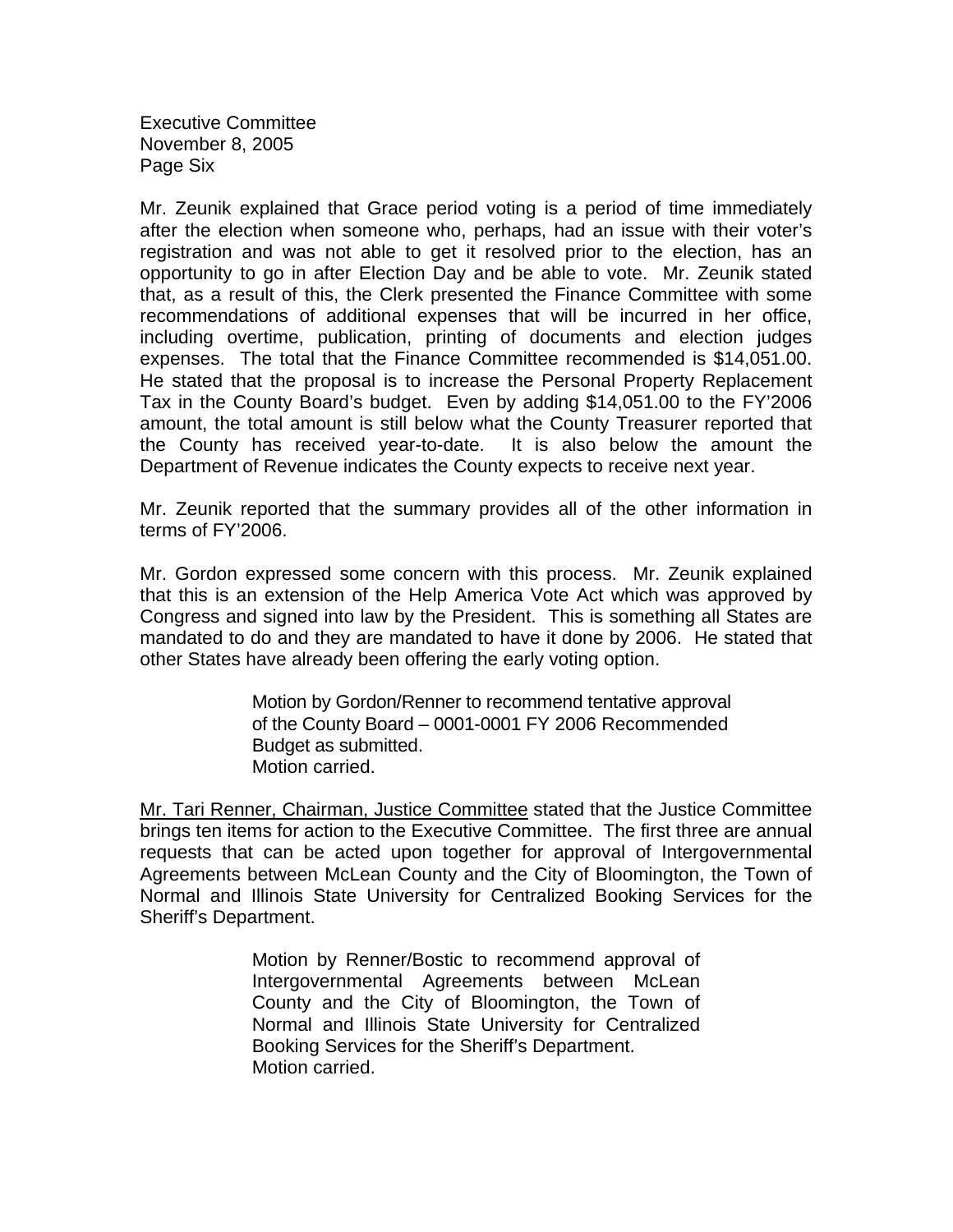Mr. Zeunik explained that Grace period voting is a period of time immediately after the election when someone who, perhaps, had an issue with their voter's registration and was not able to get it resolved prior to the election, has an opportunity to go in after Election Day and be able to vote. Mr. Zeunik stated that, as a result of this, the Clerk presented the Finance Committee with some recommendations of additional expenses that will be incurred in her office, including overtime, publication, printing of documents and election judges expenses. The total that the Finance Committee recommended is $14,051.00. He stated that the proposal is to increase the Personal Property Replacement Tax in the County Board's budget. Even by adding $14,051.00 to the FY'2006 amount, the total amount is still below what the County Treasurer reported that the County has received year-to-date. It is also below the amount the Department of Revenue indicates the County expects to receive next year.

Mr. Zeunik reported that the summary provides all of the other information in terms of FY'2006.

Mr. Gordon expressed some concern with this process. Mr. Zeunik explained that this is an extension of the Help America Vote Act which was approved by Congress and signed into law by the President. This is something all States are mandated to do and they are mandated to have it done by 2006. He stated that other States have already been offering the early voting option.

> Motion by Gordon/Renner to recommend tentative approval of the County Board – 0001-0001 FY 2006 Recommended Budget as submitted.
> Motion carried.

Mr. Tari Renner, Chairman, Justice Committee stated that the Justice Committee brings ten items for action to the Executive Committee. The first three are annual requests that can be acted upon together for approval of Intergovernmental Agreements between McLean County and the City of Bloomington, the Town of Normal and Illinois State University for Centralized Booking Services for the Sheriff's Department.

> Motion by Renner/Bostic to recommend approval of Intergovernmental Agreements between McLean County and the City of Bloomington, the Town of Normal and Illinois State University for Centralized Booking Services for the Sheriff's Department.
> Motion carried.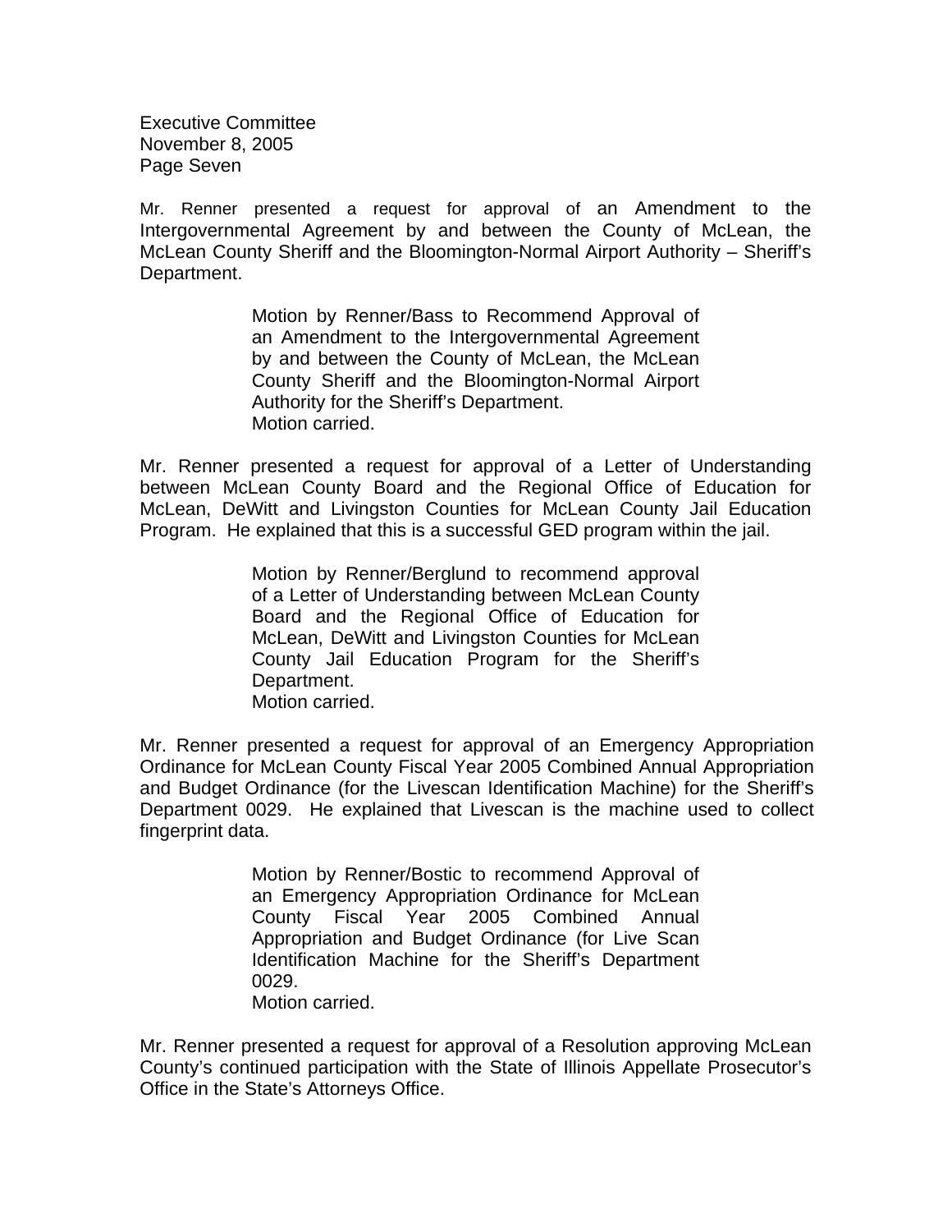Mr. Renner presented a request for approval of an Amendment to the Intergovernmental Agreement by and between the County of McLean, the McLean County Sheriff and the Bloomington-Normal Airport Authority – Sheriff's Department.

> Motion by Renner/Bass to Recommend Approval of an Amendment to the Intergovernmental Agreement by and between the County of McLean, the McLean County Sheriff and the Bloomington-Normal Airport Authority for the Sheriff's Department.
> Motion carried.

Mr. Renner presented a request for approval of a Letter of Understanding between McLean County Board and the Regional Office of Education for McLean, DeWitt and Livingston Counties for McLean County Jail Education Program. He explained that this is a successful GED program within the jail.

> Motion by Renner/Berglund to recommend approval of a Letter of Understanding between McLean County Board and the Regional Office of Education for McLean, DeWitt and Livingston Counties for McLean County Jail Education Program for the Sheriff's Department.
> Motion carried.

Mr. Renner presented a request for approval of an Emergency Appropriation Ordinance for McLean County Fiscal Year 2005 Combined Annual Appropriation and Budget Ordinance (for the Livescan Identification Machine) for the Sheriff's Department 0029. He explained that Livescan is the machine used to collect fingerprint data.

> Motion by Renner/Bostic to recommend Approval of an Emergency Appropriation Ordinance for McLean County Fiscal Year 2005 Combined Annual Appropriation and Budget Ordinance (for Live Scan Identification Machine for the Sheriff's Department 0029.
> Motion carried.

Mr. Renner presented a request for approval of a Resolution approving McLean County's continued participation with the State of Illinois Appellate Prosecutor's Office in the State's Attorneys Office.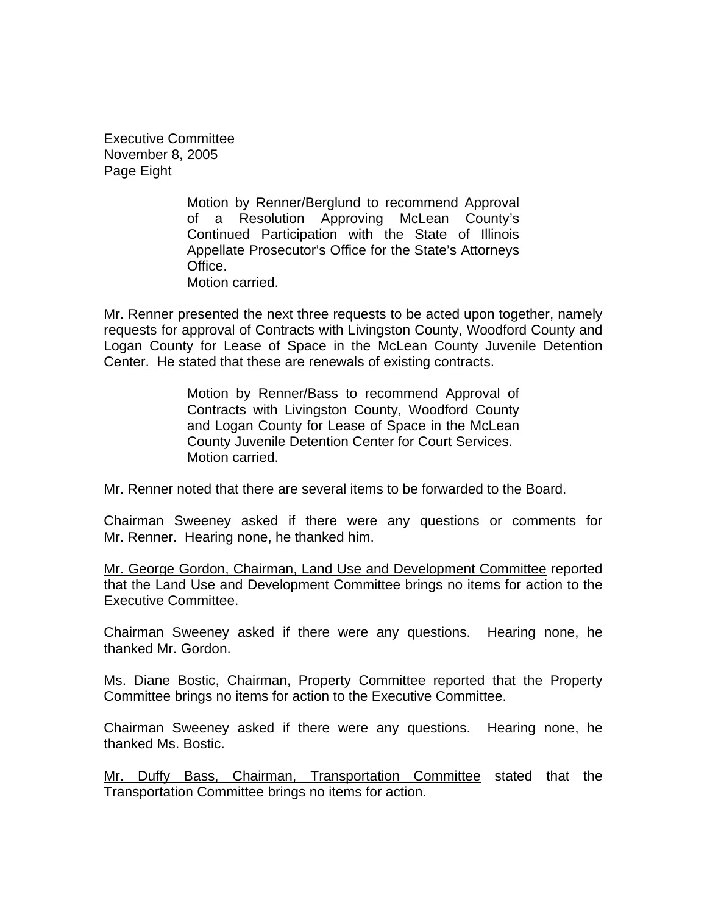Motion by Renner/Berglund to recommend Approval of a Resolution Approving McLean County's Continued Participation with the State of Illinois Appellate Prosecutor's Office for the State's Attorneys Office.
Motion carried.

Mr. Renner presented the next three requests to be acted upon together, namely requests for approval of Contracts with Livingston County, Woodford County and Logan County for Lease of Space in the McLean County Juvenile Detention Center. He stated that these are renewals of existing contracts.

> Motion by Renner/Bass to recommend Approval of Contracts with Livingston County, Woodford County and Logan County for Lease of Space in the McLean County Juvenile Detention Center for Court Services.
> Motion carried.

Mr. Renner noted that there are several items to be forwarded to the Board.

Chairman Sweeney asked if there were any questions or comments for Mr. Renner. Hearing none, he thanked him.

<u>Mr. George Gordon, Chairman, Land Use and Development Committee</u> reported that the Land Use and Development Committee brings no items for action to the Executive Committee.

Chairman Sweeney asked if there were any questions. Hearing none, he thanked Mr. Gordon.

<u>Ms. Diane Bostic, Chairman, Property Committee</u> reported that the Property Committee brings no items for action to the Executive Committee.

Chairman Sweeney asked if there were any questions. Hearing none, he thanked Ms. Bostic.

<u>Mr. Duffy Bass, Chairman, Transportation Committee</u> stated that the Transportation Committee brings no items for action.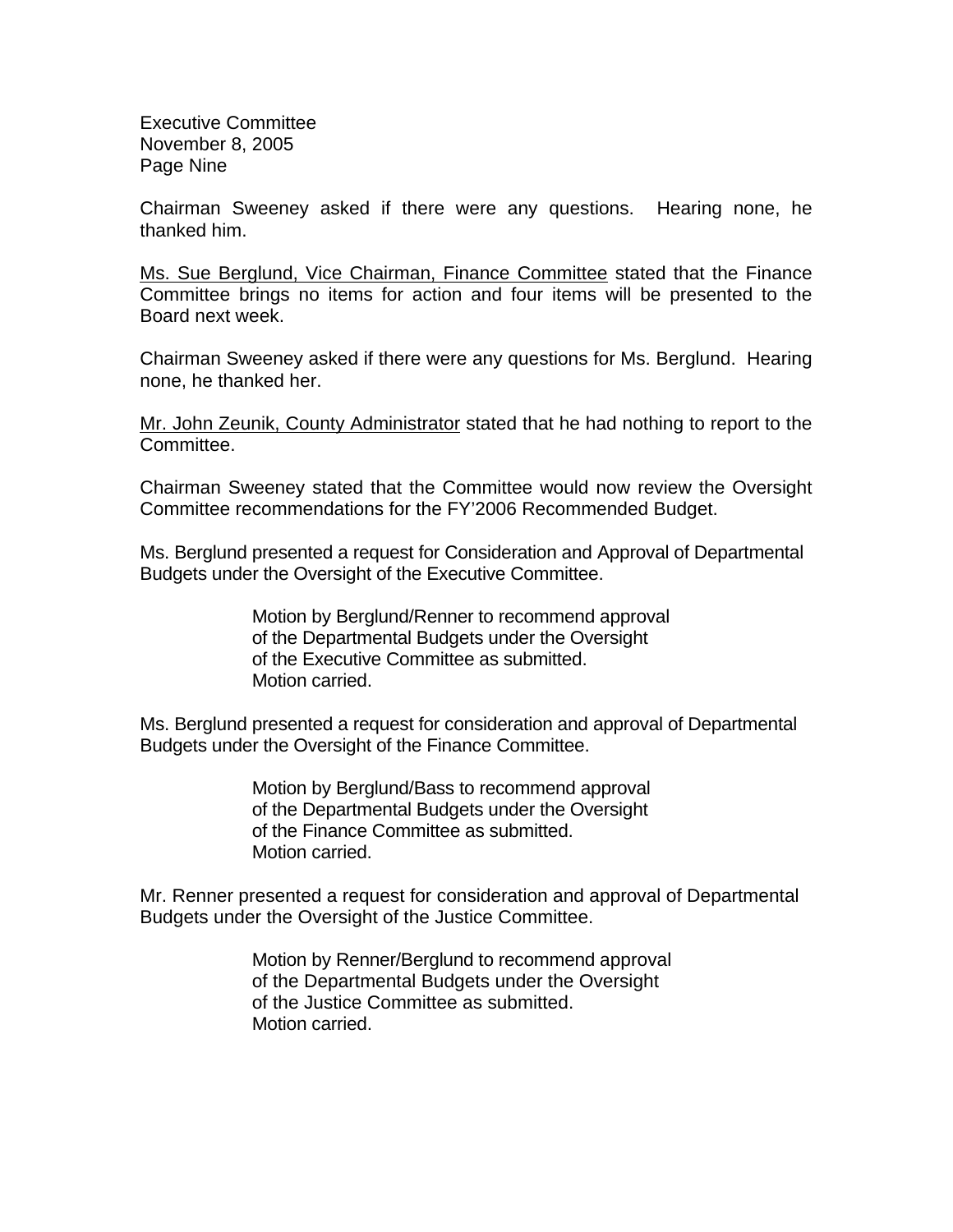Chairman Sweeney asked if there were any questions. Hearing none, he thanked him.

<u>Ms. Sue Berglund, Vice Chairman, Finance Committee</u> stated that the Finance Committee brings no items for action and four items will be presented to the Board next week.

Chairman Sweeney asked if there were any questions for Ms. Berglund. Hearing none, he thanked her.

<u>Mr. John Zeunik, County Administrator</u> stated that he had nothing to report to the Committee.

Chairman Sweeney stated that the Committee would now review the Oversight Committee recommendations for the FY'2006 Recommended Budget.

Ms. Berglund presented a request for Consideration and Approval of Departmental Budgets under the Oversight of the Executive Committee.

> Motion by Berglund/Renner to recommend approval of the Departmental Budgets under the Oversight of the Executive Committee as submitted.
> Motion carried.

Ms. Berglund presented a request for consideration and approval of Departmental Budgets under the Oversight of the Finance Committee.

> Motion by Berglund/Bass to recommend approval of the Departmental Budgets under the Oversight of the Finance Committee as submitted.
> Motion carried.

Mr. Renner presented a request for consideration and approval of Departmental Budgets under the Oversight of the Justice Committee.

> Motion by Renner/Berglund to recommend approval of the Departmental Budgets under the Oversight of the Justice Committee as submitted.
> Motion carried.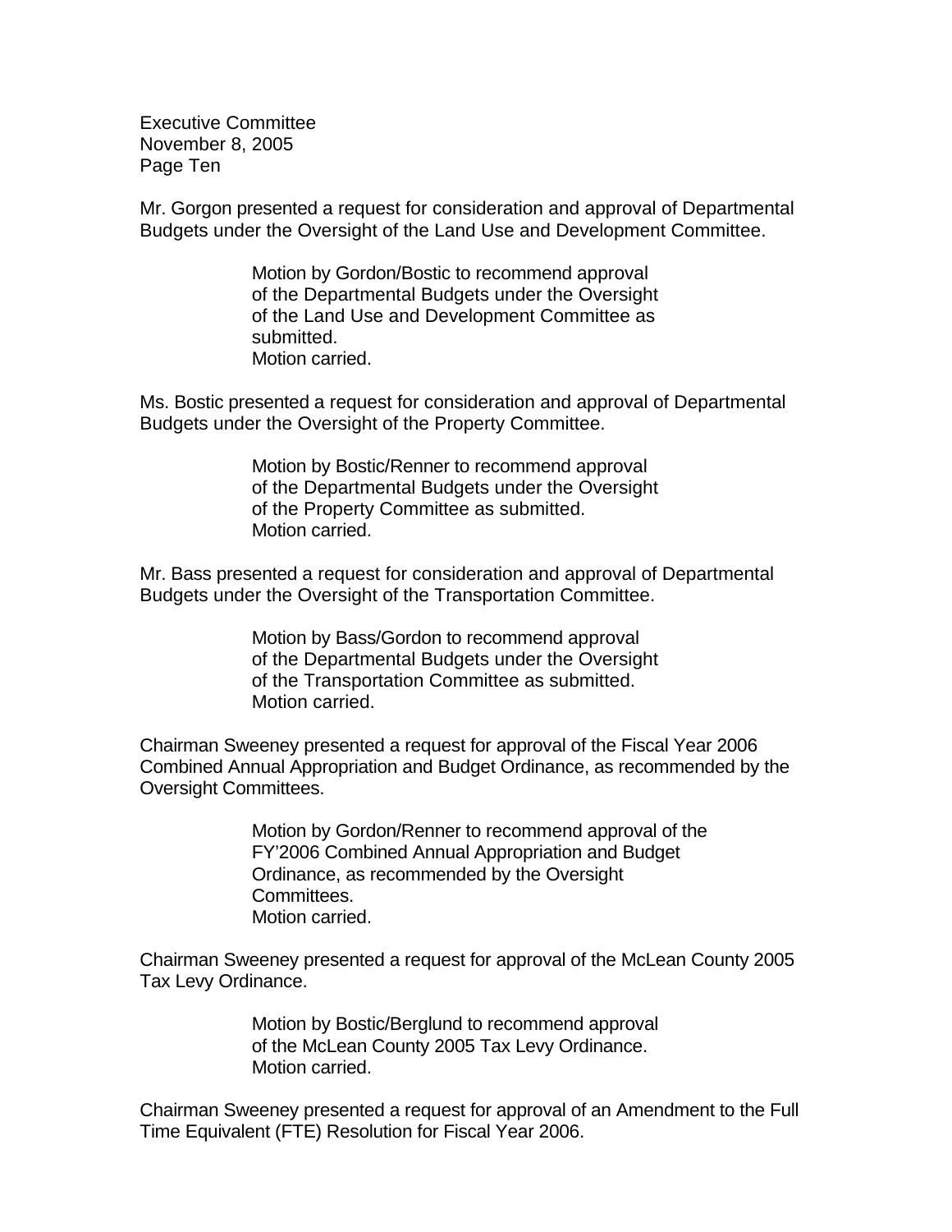Mr. Gorgon presented a request for consideration and approval of Departmental Budgets under the Oversight of the Land Use and Development Committee.

> Motion by Gordon/Bostic to recommend approval of the Departmental Budgets under the Oversight of the Land Use and Development Committee as submitted.
> Motion carried.

Ms. Bostic presented a request for consideration and approval of Departmental Budgets under the Oversight of the Property Committee.

> Motion by Bostic/Renner to recommend approval of the Departmental Budgets under the Oversight of the Property Committee as submitted.
> Motion carried.

Mr. Bass presented a request for consideration and approval of Departmental Budgets under the Oversight of the Transportation Committee.

> Motion by Bass/Gordon to recommend approval of the Departmental Budgets under the Oversight of the Transportation Committee as submitted.
> Motion carried.

Chairman Sweeney presented a request for approval of the Fiscal Year 2006 Combined Annual Appropriation and Budget Ordinance, as recommended by the Oversight Committees.

> Motion by Gordon/Renner to recommend approval of the FY'2006 Combined Annual Appropriation and Budget Ordinance, as recommended by the Oversight Committees.
> Motion carried.

Chairman Sweeney presented a request for approval of the McLean County 2005 Tax Levy Ordinance.

> Motion by Bostic/Berglund to recommend approval of the McLean County 2005 Tax Levy Ordinance.
> Motion carried.

Chairman Sweeney presented a request for approval of an Amendment to the Full Time Equivalent (FTE) Resolution for Fiscal Year 2006.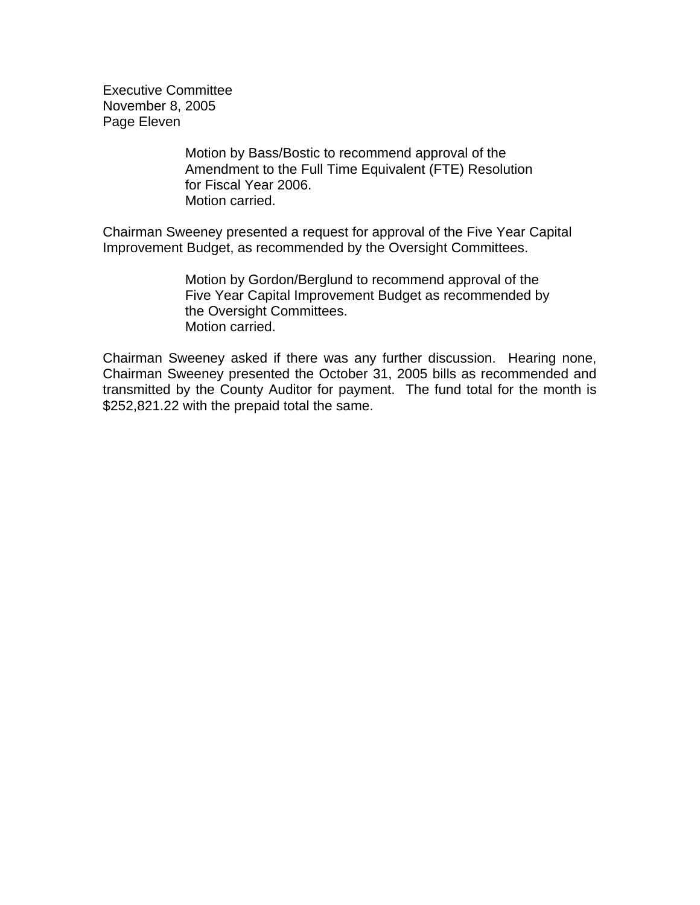Motion by Bass/Bostic to recommend approval of the Amendment to the Full Time Equivalent (FTE) Resolution for Fiscal Year 2006.
Motion carried.

Chairman Sweeney presented a request for approval of the Five Year Capital Improvement Budget, as recommended by the Oversight Committees.

Motion by Gordon/Berglund to recommend approval of the Five Year Capital Improvement Budget as recommended by the Oversight Committees.
Motion carried.

Chairman Sweeney asked if there was any further discussion. Hearing none, Chairman Sweeney presented the October 31, 2005 bills as recommended and transmitted by the County Auditor for payment. The fund total for the month is $252,821.22 with the prepaid total the same.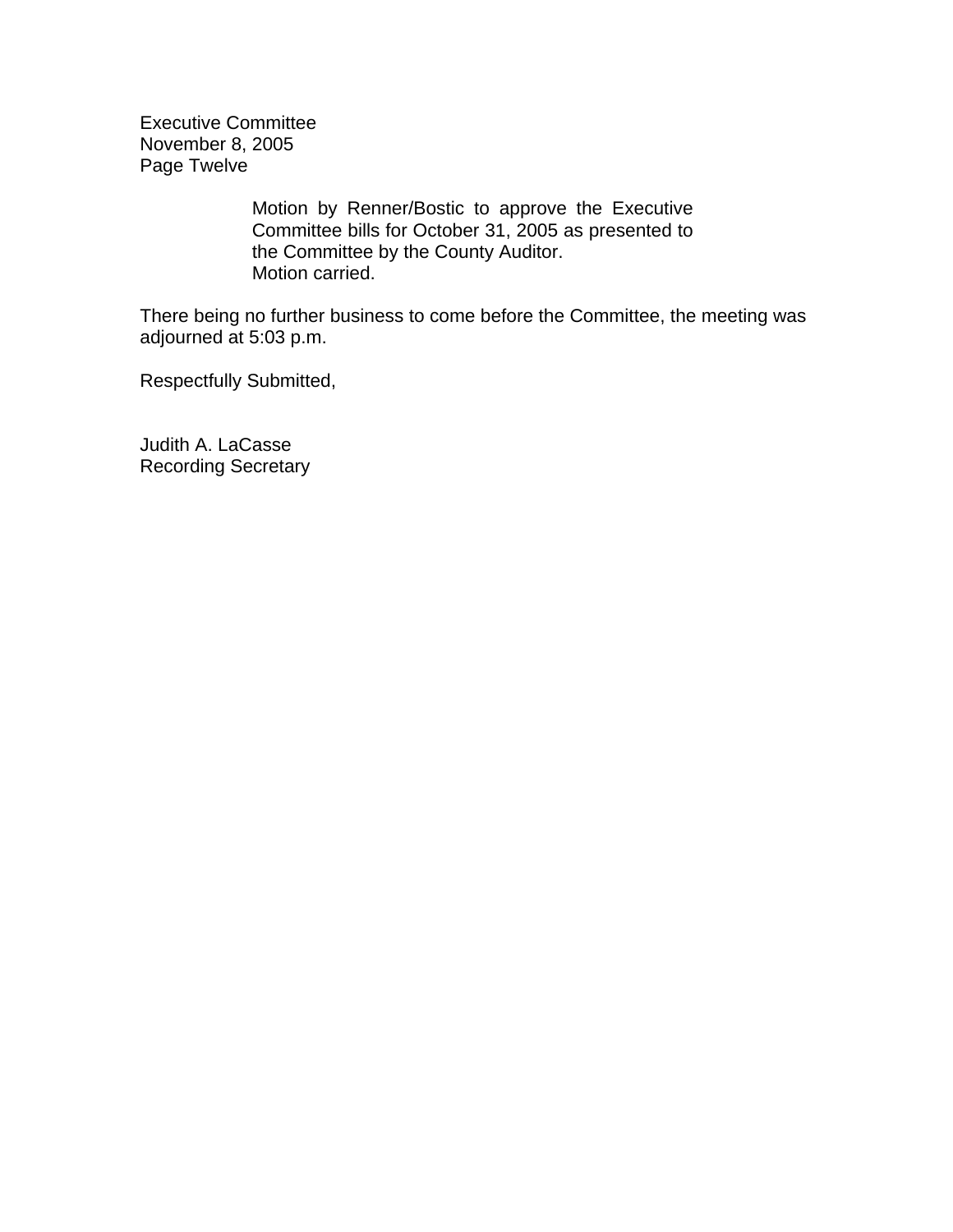Motion by Renner/Bostic to approve the Executive Committee bills for October 31, 2005 as presented to the Committee by the County Auditor.
Motion carried.

There being no further business to come before the Committee, the meeting was adjourned at 5:03 p.m.

Respectfully Submitted,

Judith A. LaCasse
Recording Secretary